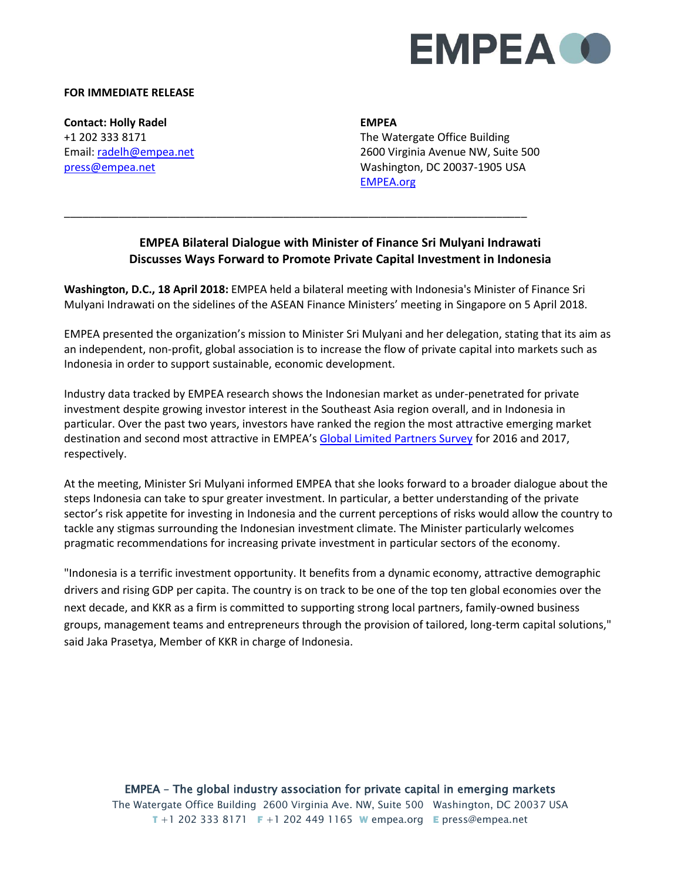**FOR IMMEDIATE RELEASE**

**Contact: Holly Radel**
+1 202 333 8171
Email: radelh@empea.net
press@empea.net

**EMPEA**
The Watergate Office Building
2600 Virginia Avenue NW, Suite 500
Washington, DC 20037-1905 USA
EMPEA.org

---

## EMPEA Bilateral Dialogue with Minister of Finance Sri Mulyani Indrawati Discusses Ways Forward to Promote Private Capital Investment in Indonesia

**Washington, D.C., 18 April 2018:** EMPEA held a bilateral meeting with Indonesia's Minister of Finance Sri Mulyani Indrawati on the sidelines of the ASEAN Finance Ministers' meeting in Singapore on 5 April 2018.

EMPEA presented the organization's mission to Minister Sri Mulyani and her delegation, stating that its aim as an independent, non-profit, global association is to increase the flow of private capital into markets such as Indonesia in order to support sustainable, economic development.

Industry data tracked by EMPEA research shows the Indonesian market as under-penetrated for private investment despite growing investor interest in the Southeast Asia region overall, and in Indonesia in particular. Over the past two years, investors have ranked the region the most attractive emerging market destination and second most attractive in EMPEA's Global Limited Partners Survey for 2016 and 2017, respectively.

At the meeting, Minister Sri Mulyani informed EMPEA that she looks forward to a broader dialogue about the steps Indonesia can take to spur greater investment. In particular, a better understanding of the private sector's risk appetite for investing in Indonesia and the current perceptions of risks would allow the country to tackle any stigmas surrounding the Indonesian investment climate. The Minister particularly welcomes pragmatic recommendations for increasing private investment in particular sectors of the economy.

"Indonesia is a terrific investment opportunity. It benefits from a dynamic economy, attractive demographic drivers and rising GDP per capita. The country is on track to be one of the top ten global economies over the next decade, and KKR as a firm is committed to supporting strong local partners, family-owned business groups, management teams and entrepreneurs through the provision of tailored, long-term capital solutions," said Jaka Prasetya, Member of KKR in charge of Indonesia.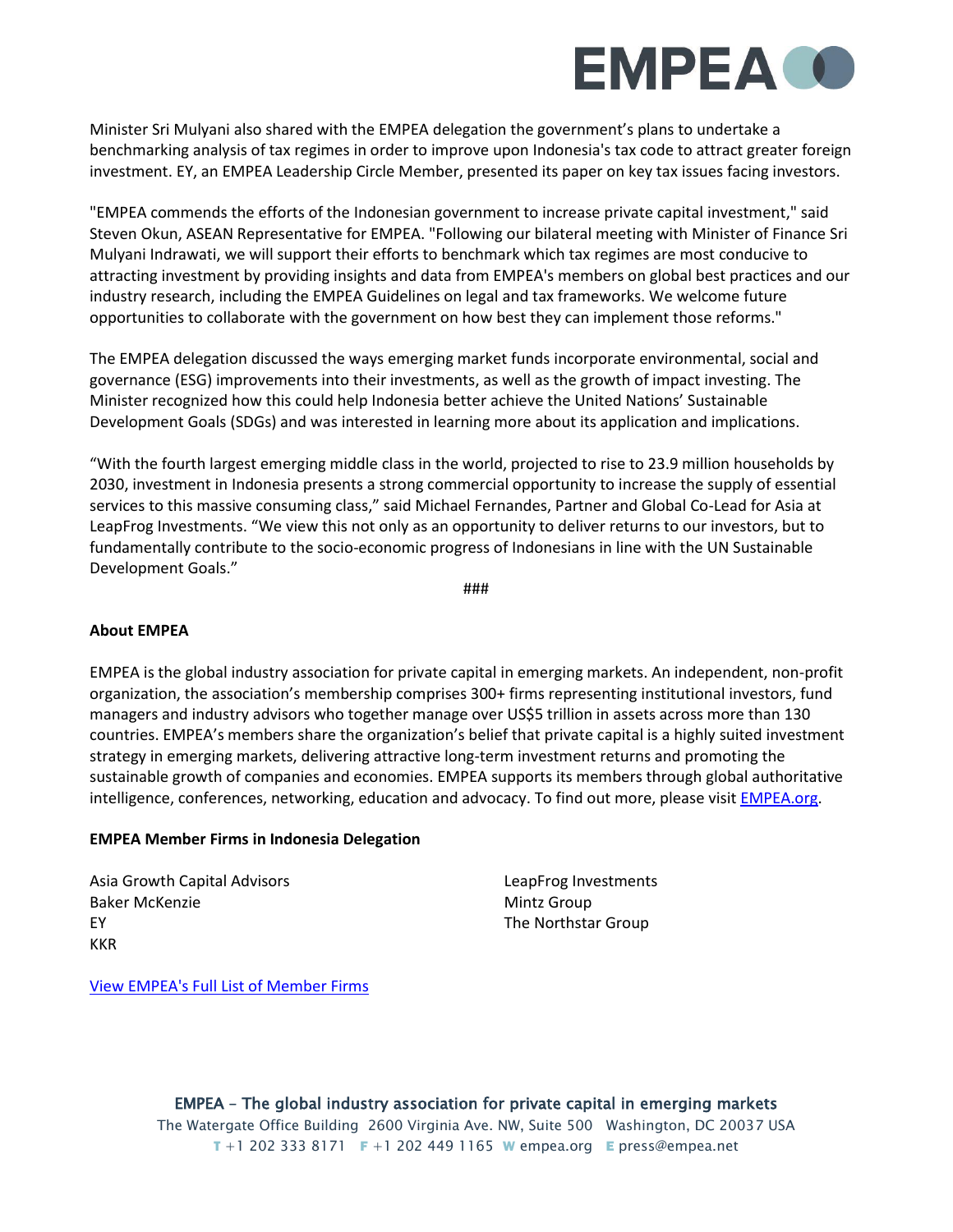Minister Sri Mulyani also shared with the EMPEA delegation the government's plans to undertake a benchmarking analysis of tax regimes in order to improve upon Indonesia's tax code to attract greater foreign investment. EY, an EMPEA Leadership Circle Member, presented its paper on key tax issues facing investors.

"EMPEA commends the efforts of the Indonesian government to increase private capital investment," said Steven Okun, ASEAN Representative for EMPEA. "Following our bilateral meeting with Minister of Finance Sri Mulyani Indrawati, we will support their efforts to benchmark which tax regimes are most conducive to attracting investment by providing insights and data from EMPEA's members on global best practices and our industry research, including the EMPEA Guidelines on legal and tax frameworks. We welcome future opportunities to collaborate with the government on how best they can implement those reforms."

The EMPEA delegation discussed the ways emerging market funds incorporate environmental, social and governance (ESG) improvements into their investments, as well as the growth of impact investing. The Minister recognized how this could help Indonesia better achieve the United Nations' Sustainable Development Goals (SDGs) and was interested in learning more about its application and implications.

"With the fourth largest emerging middle class in the world, projected to rise to 23.9 million households by 2030, investment in Indonesia presents a strong commercial opportunity to increase the supply of essential services to this massive consuming class," said Michael Fernandes, Partner and Global Co-Lead for Asia at LeapFrog Investments. "We view this not only as an opportunity to deliver returns to our investors, but to fundamentally contribute to the socio-economic progress of Indonesians in line with the UN Sustainable Development Goals."

###

**About EMPEA**

EMPEA is the global industry association for private capital in emerging markets. An independent, non-profit organization, the association's membership comprises 300+ firms representing institutional investors, fund managers and industry advisors who together manage over US$5 trillion in assets across more than 130 countries. EMPEA's members share the organization's belief that private capital is a highly suited investment strategy in emerging markets, delivering attractive long-term investment returns and promoting the sustainable growth of companies and economies. EMPEA supports its members through global authoritative intelligence, conferences, networking, education and advocacy. To find out more, please visit [EMPEA.org](EMPEA.org).

**EMPEA Member Firms in Indonesia Delegation**

Asia Growth Capital Advisors
Baker McKenzie
EY
KKR
LeapFrog Investments
Mintz Group
The Northstar Group

[View EMPEA's Full List of Member Firms]()

EMPEA – The global industry association for private capital in emerging markets
The Watergate Office Building 2600 Virginia Ave. NW, Suite 500 Washington, DC 20037 USA
T +1 202 333 8171 F +1 202 449 1165 W empea.org E press@empea.net